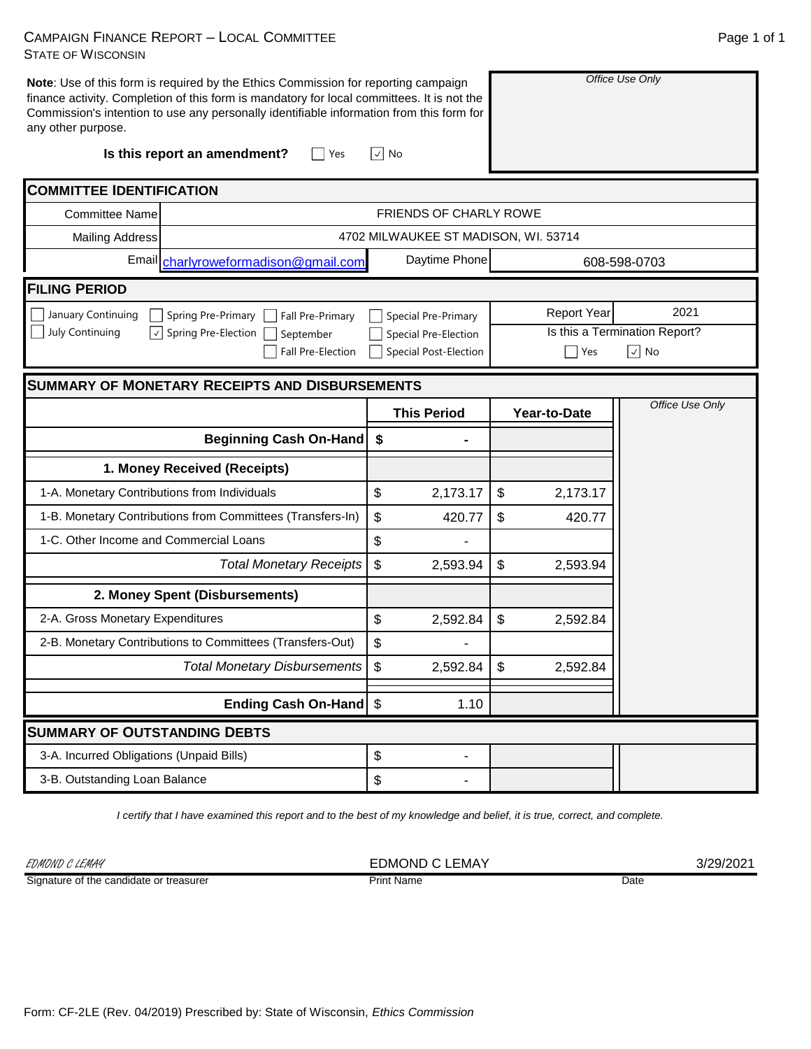# Campaign Finance Report – Local Committee

State of Wisconsin

**Note**: Use of this form is required by the Ethics Commission for reporting campaign finance activity. Completion of this form is mandatory for local committees. It is not the Commission's intention to use any personally identifiable information from this form for any other purpose.

*Office Use Only*

**Is this report an amendment?** ☐ Yes ☑ No

## Committee Identification

| | | | |
|---|---|---|---|
| Committee Name | FRIENDS OF CHARLY ROWE | | |
| Mailing Address | 4702 MILWAUKEE ST MADISON, WI. 53714 | | |
| Email | charlyroweformadison@gmail.com | Daytime Phone | 608-598-0703 |

## Filing Period

☐ January Continuing ☐ July Continuing ☐ Spring Pre-Primary ☑ Spring Pre-Election ☐ Fall Pre-Primary ☐ September ☐ Fall Pre-Election ☐ Special Pre-Primary ☐ Special Pre-Election ☐ Special Post-Election

Report Year: 2021

Is this a Termination Report? ☐ Yes ☑ No

## Summary of Monetary Receipts and Disbursements

| | This Period | Year-to-Date |
|---|---|---|
| **Beginning Cash On-Hand** | $ - | |
| **1. Money Received (Receipts)** | | |
| 1-A. Monetary Contributions from Individuals | $ 2,173.17 | $ 2,173.17 |
| 1-B. Monetary Contributions from Committees (Transfers-In) | $ 420.77 | $ 420.77 |
| 1-C. Other Income and Commercial Loans | $ - | |
| *Total Monetary Receipts* | $ 2,593.94 | $ 2,593.94 |
| **2. Money Spent (Disbursements)** | | |
| 2-A. Gross Monetary Expenditures | $ 2,592.84 | $ 2,592.84 |
| 2-B. Monetary Contributions to Committees (Transfers-Out) | $ - | |
| *Total Monetary Disbursements* | $ 2,592.84 | $ 2,592.84 |
| **Ending Cash On-Hand** | $ 1.10 | |

*Office Use Only*

## Summary of Outstanding Debts

| | |
|---|---|
| 3-A. Incurred Obligations (Unpaid Bills) | $ - |
| 3-B. Outstanding Loan Balance | $ - |

*I certify that I have examined this report and to the best of my knowledge and belief, it is true, correct, and complete.*

| Signature of the candidate or treasurer | Print Name | Date |
|---|---|---|
| EDMOND C LEMAY | EDMOND C LEMAY | 3/29/2021 |

Form: CF-2LE (Rev. 04/2019) Prescribed by: State of Wisconsin, *Ethics Commission*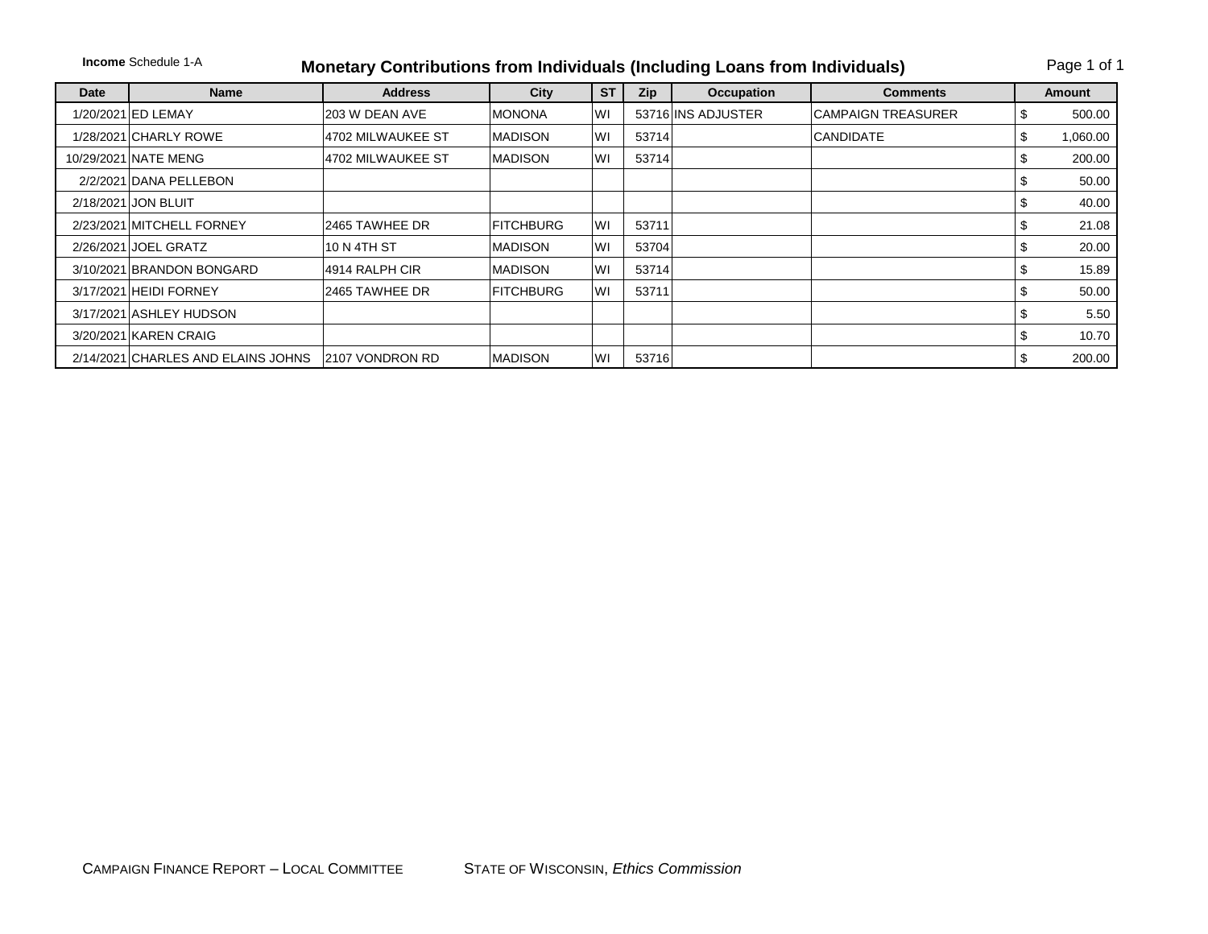**Income** Schedule 1-A

## Monetary Contributions from Individuals (Including Loans from Individuals)

| Date | Name | Address | City | ST | Zip | Occupation | Comments | Amount |
|---|---|---|---|---|---|---|---|---|
| 1/20/2021 | ED LEMAY | 203 W DEAN AVE | MONONA | WI | 53716 | INS ADJUSTER | CAMPAIGN TREASURER | $ 500.00 |
| 1/28/2021 | CHARLY ROWE | 4702 MILWAUKEE ST | MADISON | WI | 53714 | | CANDIDATE | $ 1,060.00 |
| 10/29/2021 | NATE MENG | 4702 MILWAUKEE ST | MADISON | WI | 53714 | | | $ 200.00 |
| 2/2/2021 | DANA PELLEBON | | | | | | | $ 50.00 |
| 2/18/2021 | JON BLUIT | | | | | | | $ 40.00 |
| 2/23/2021 | MITCHELL FORNEY | 2465 TAWHEE DR | FITCHBURG | WI | 53711 | | | $ 21.08 |
| 2/26/2021 | JOEL GRATZ | 10 N 4TH ST | MADISON | WI | 53704 | | | $ 20.00 |
| 3/10/2021 | BRANDON BONGARD | 4914 RALPH CIR | MADISON | WI | 53714 | | | $ 15.89 |
| 3/17/2021 | HEIDI FORNEY | 2465 TAWHEE DR | FITCHBURG | WI | 53711 | | | $ 50.00 |
| 3/17/2021 | ASHLEY HUDSON | | | | | | | $ 5.50 |
| 3/20/2021 | KAREN CRAIG | | | | | | | $ 10.70 |
| 2/14/2021 | CHARLES AND ELAINS JOHNS | 2107 VONDRON RD | MADISON | WI | 53716 | | | $ 200.00 |

CAMPAIGN FINANCE REPORT – LOCAL COMMITTEE STATE OF WISCONSIN, *Ethics Commission*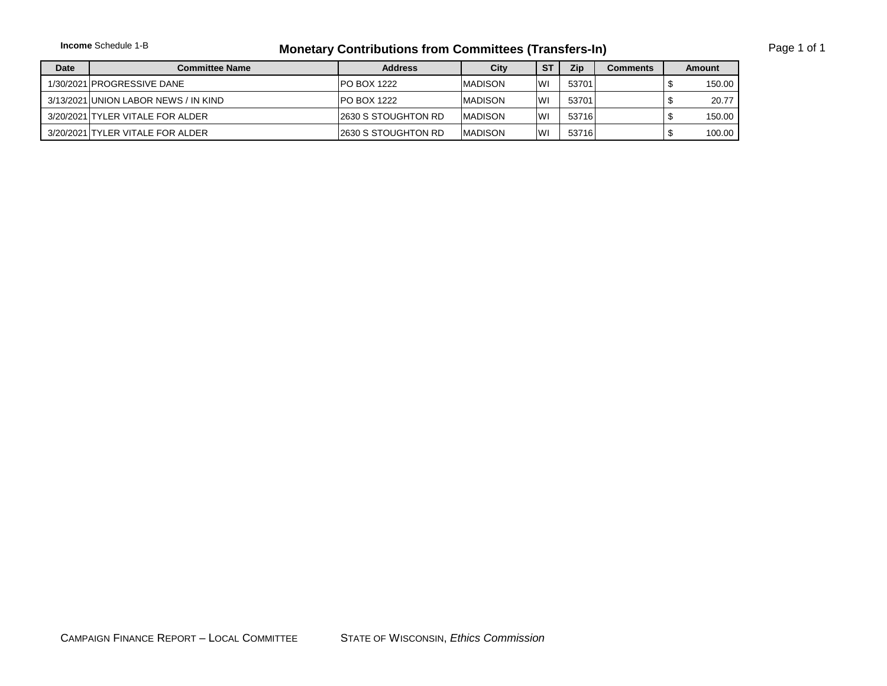**Income** Schedule 1-B

# Monetary Contributions from Committees (Transfers-In)

| Date | Committee Name | Address | City | ST | Zip | Comments | Amount |
|---|---|---|---|---|---|---|---|
| 1/30/2021 | PROGRESSIVE DANE | PO BOX 1222 | MADISON | WI | 53701 | | $ 150.00 |
| 3/13/2021 | UNION LABOR NEWS / IN KIND | PO BOX 1222 | MADISON | WI | 53701 | | $ 20.77 |
| 3/20/2021 | TYLER VITALE FOR ALDER | 2630 S STOUGHTON RD | MADISON | WI | 53716 | | $ 150.00 |
| 3/20/2021 | TYLER VITALE FOR ALDER | 2630 S STOUGHTON RD | MADISON | WI | 53716 | | $ 100.00 |

CAMPAIGN FINANCE REPORT – LOCAL COMMITTEE    STATE OF WISCONSIN, *Ethics Commission*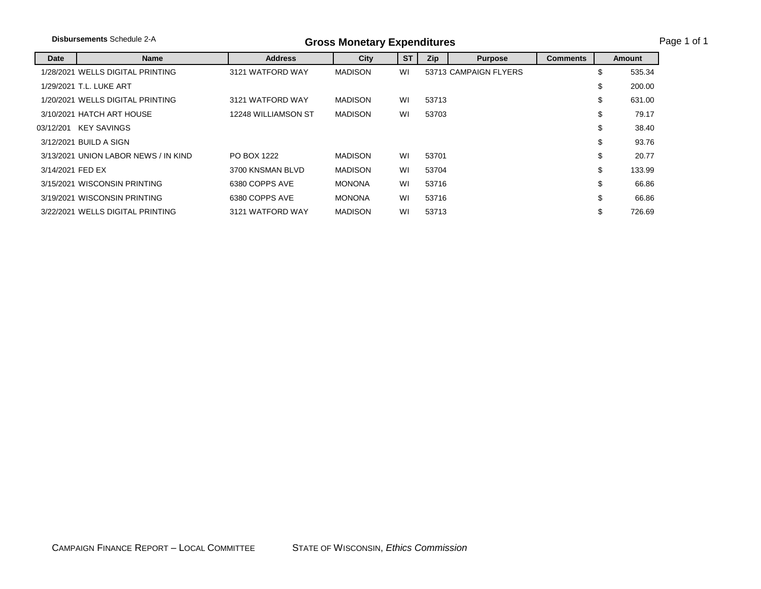**Disbursements** Schedule 2-A

# Gross Monetary Expenditures

| Date | Name | Address | City | ST | Zip | Purpose | Comments | Amount |
|---|---|---|---|---|---|---|---|---|
| 1/28/2021 | WELLS DIGITAL PRINTING | 3121 WATFORD WAY | MADISON | WI | 53713 | CAMPAIGN FLYERS | | $ 535.34 |
| 1/29/2021 | T.L. LUKE ART | | | | | | | $ 200.00 |
| 1/20/2021 | WELLS DIGITAL PRINTING | 3121 WATFORD WAY | MADISON | WI | 53713 | | | $ 631.00 |
| 3/10/2021 | HATCH ART HOUSE | 12248 WILLIAMSON ST | MADISON | WI | 53703 | | | $ 79.17 |
| 03/12/201 | KEY SAVINGS | | | | | | | $ 38.40 |
| 3/12/2021 | BUILD A SIGN | | | | | | | $ 93.76 |
| 3/13/2021 | UNION LABOR NEWS / IN KIND | PO BOX 1222 | MADISON | WI | 53701 | | | $ 20.77 |
| 3/14/2021 | FED EX | 3700 KNSMAN BLVD | MADISON | WI | 53704 | | | $ 133.99 |
| 3/15/2021 | WISCONSIN PRINTING | 6380 COPPS AVE | MONONA | WI | 53716 | | | $ 66.86 |
| 3/19/2021 | WISCONSIN PRINTING | 6380 COPPS AVE | MONONA | WI | 53716 | | | $ 66.86 |
| 3/22/2021 | WELLS DIGITAL PRINTING | 3121 WATFORD WAY | MADISON | WI | 53713 | | | $ 726.69 |